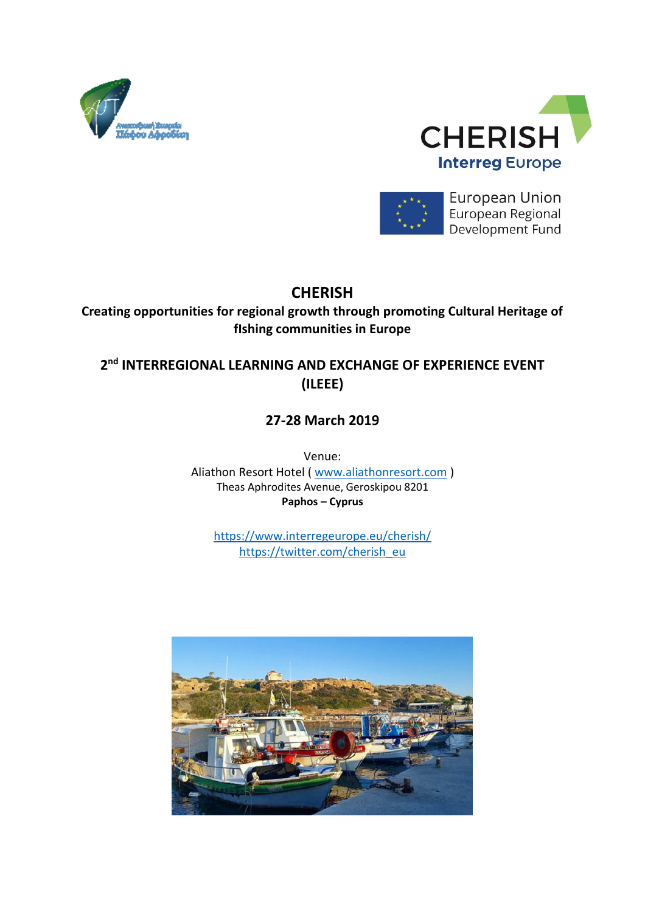# CHERISH

**Creating opportunities for regional growth through promoting Cultural Heritage of fIshing communities in Europe**

## 2nd INTERREGIONAL LEARNING AND EXCHANGE OF EXPERIENCE EVENT (ILEEE)

### 27-28 March 2019

Venue:
Aliathon Resort Hotel ( www.aliathonresort.com )
Theas Aphrodites Avenue, Geroskipou 8201
**Paphos – Cyprus**

https://www.interregeurope.eu/cherish/
https://twitter.com/cherish_eu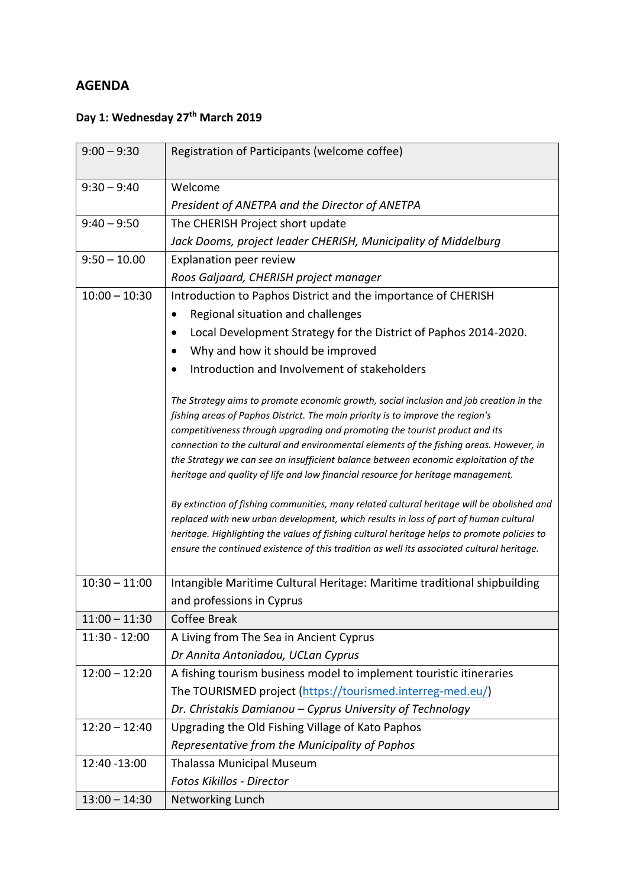## AGENDA

### Day 1: Wednesday 27th March 2019

| | |
|---|---|
| 9:00 – 9:30 | Registration of Participants (welcome coffee) |
| 9:30 – 9:40 | Welcome<br>*President of ANETPA and the Director of ANETPA* |
| 9:40 – 9:50 | The CHERISH Project short update<br>*Jack Dooms, project leader CHERISH, Municipality of Middelburg* |
| 9:50 – 10.00 | Explanation peer review<br>*Roos Galjaard, CHERISH project manager* |
| 10:00 – 10:30 | Introduction to Paphos District and the importance of CHERISH<br>• Regional situation and challenges<br>• Local Development Strategy for the District of Paphos 2014-2020.<br>• Why and how it should be improved<br>• Introduction and Involvement of stakeholders<br><br>*The Strategy aims to promote economic growth, social inclusion and job creation in the fishing areas of Paphos District. The main priority is to improve the region's competitiveness through upgrading and promoting the tourist product and its connection to the cultural and environmental elements of the fishing areas. However, in the Strategy we can see an insufficient balance between economic exploitation of the heritage and quality of life and low financial resource for heritage management.*<br><br>*By extinction of fishing communities, many related cultural heritage will be abolished and replaced with new urban development, which results in loss of part of human cultural heritage. Highlighting the values of fishing cultural heritage helps to promote policies to ensure the continued existence of this tradition as well its associated cultural heritage.* |
| 10:30 – 11:00 | Intangible Maritime Cultural Heritage: Maritime traditional shipbuilding and professions in Cyprus |
| 11:00 – 11:30 | Coffee Break |
| 11:30 - 12:00 | A Living from The Sea in Ancient Cyprus<br>*Dr Annita Antoniadou, UCLan Cyprus* |
| 12:00 – 12:20 | A fishing tourism business model to implement touristic itineraries<br>The TOURISMED project (https://tourismed.interreg-med.eu/)<br>*Dr. Christakis Damianou – Cyprus University of Technology* |
| 12:20 – 12:40 | Upgrading the Old Fishing Village of Kato Paphos<br>*Representative from the Municipality of Paphos* |
| 12:40 -13:00 | Thalassa Municipal Museum<br>*Fotos Kikillos - Director* |
| 13:00 – 14:30 | Networking Lunch |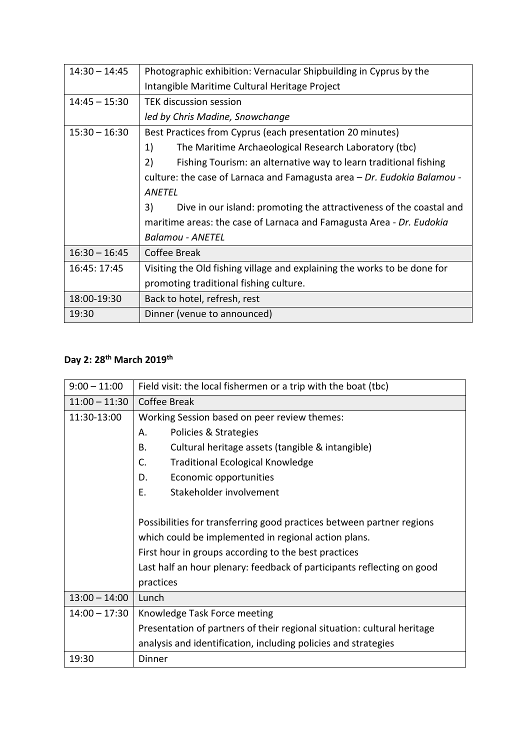| | |
|---|---|
| 14:30 – 14:45 | Photographic exhibition: Vernacular Shipbuilding in Cyprus by the Intangible Maritime Cultural Heritage Project |
| 14:45 – 15:30 | TEK discussion session<br>*led by Chris Madine, Snowchange* |
| 15:30 – 16:30 | Best Practices from Cyprus (each presentation 20 minutes)<br>1) The Maritime Archaeological Research Laboratory (tbc)<br>2) Fishing Tourism: an alternative way to learn traditional fishing culture: the case of Larnaca and Famagusta area – *Dr. Eudokia Balamou - ANETEL*<br>3) Dive in our island: promoting the attractiveness of the coastal and maritime areas: the case of Larnaca and Famagusta Area - *Dr. Eudokia Balamou - ANETEL* |
| 16:30 – 16:45 | Coffee Break |
| 16:45: 17:45 | Visiting the Old fishing village and explaining the works to be done for promoting traditional fishing culture. |
| 18:00-19:30 | Back to hotel, refresh, rest |
| 19:30 | Dinner (venue to announced) |

**Day 2: 28th March 2019th**

| | |
|---|---|
| 9:00 – 11:00 | Field visit: the local fishermen or a trip with the boat (tbc) |
| 11:00 – 11:30 | Coffee Break |
| 11:30-13:00 | Working Session based on peer review themes:<br>A. Policies & Strategies<br>B. Cultural heritage assets (tangible & intangible)<br>C. Traditional Ecological Knowledge<br>D. Economic opportunities<br>E. Stakeholder involvement<br><br>Possibilities for transferring good practices between partner regions which could be implemented in regional action plans.<br>First hour in groups according to the best practices<br>Last half an hour plenary: feedback of participants reflecting on good practices |
| 13:00 – 14:00 | Lunch |
| 14:00 – 17:30 | Knowledge Task Force meeting<br>Presentation of partners of their regional situation: cultural heritage analysis and identification, including policies and strategies |
| 19:30 | Dinner |